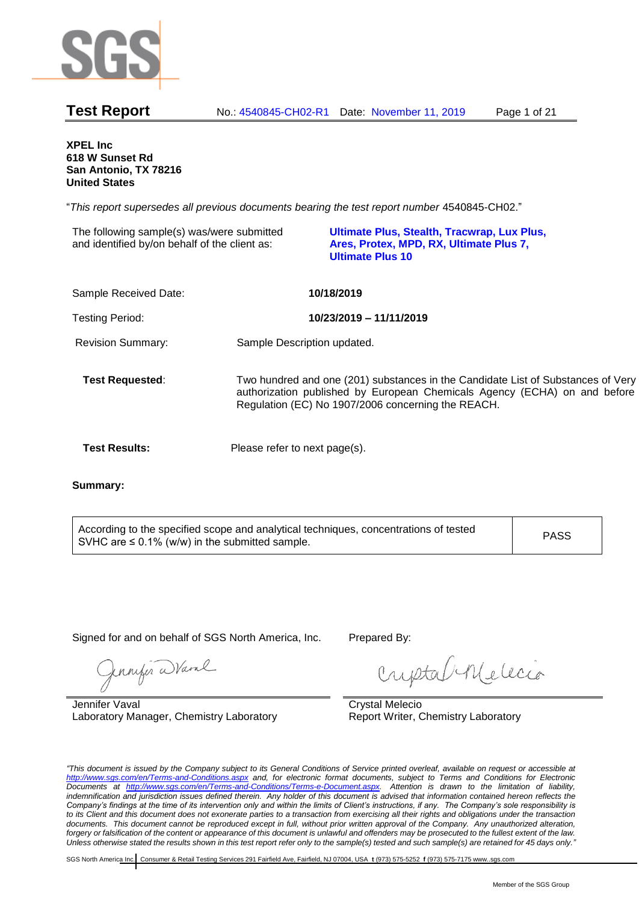# Test Report

No.: 4540845-CH02-R1 Date: November 11, 2019

**XPEL Inc**
**618 W Sunset Rd**
**San Antonio, TX 78216**
**United States**

"*This report supersedes all previous documents bearing the test report number* 4540845-CH02."

| | |
|---|---|
| The following sample(s) was/were submitted and identified by/on behalf of the client as: | **Ultimate Plus, Stealth, Tracwrap, Lux Plus, Ares, Protex, MPD, RX, Ultimate Plus 7, Ultimate Plus 10** |
| Sample Received Date: | **10/18/2019** |
| Testing Period: | **10/23/2019 – 11/11/2019** |
| Revision Summary: | Sample Description updated. |
| **Test Requested**: | Two hundred and one (201) substances in the Candidate List of Substances of Very authorization published by European Chemicals Agency (ECHA) on and before Regulation (EC) No 1907/2006 concerning the REACH. |
| **Test Results:** | Please refer to next page(s). |

**Summary:**

| | |
|---|---|
| According to the specified scope and analytical techniques, concentrations of tested SVHC are ≤ 0.1% (w/w) in the submitted sample. | PASS |

Signed for and on behalf of SGS North America, Inc.

Jennifer Vaval
Laboratory Manager, Chemistry Laboratory

Prepared By:

Crystal Melecio
Report Writer, Chemistry Laboratory

*"This document is issued by the Company subject to its General Conditions of Service printed overleaf, available on request or accessible at http://www.sgs.com/en/Terms-and-Conditions.aspx and, for electronic format documents, subject to Terms and Conditions for Electronic Documents at http://www.sgs.com/en/Terms-and-Conditions/Terms-e-Document.aspx. Attention is drawn to the limitation of liability, indemnification and jurisdiction issues defined therein. Any holder of this document is advised that information contained hereon reflects the Company's findings at the time of its intervention only and within the limits of Client's instructions, if any. The Company's sole responsibility is to its Client and this document does not exonerate parties to a transaction from exercising all their rights and obligations under the transaction documents. This document cannot be reproduced except in full, without prior written approval of the Company. Any unauthorized alteration, forgery or falsification of the content or appearance of this document is unlawful and offenders may be prosecuted to the fullest extent of the law. Unless otherwise stated the results shown in this test report refer only to the sample(s) tested and such sample(s) are retained for 45 days only."*

SGS North America Inc. | Consumer & Retail Testing Services 291 Fairfield Ave, Fairfield, NJ 07004, USA **t** (973) 575-5252 **f** (973) 575-7175 www..sgs.com

Member of the SGS Group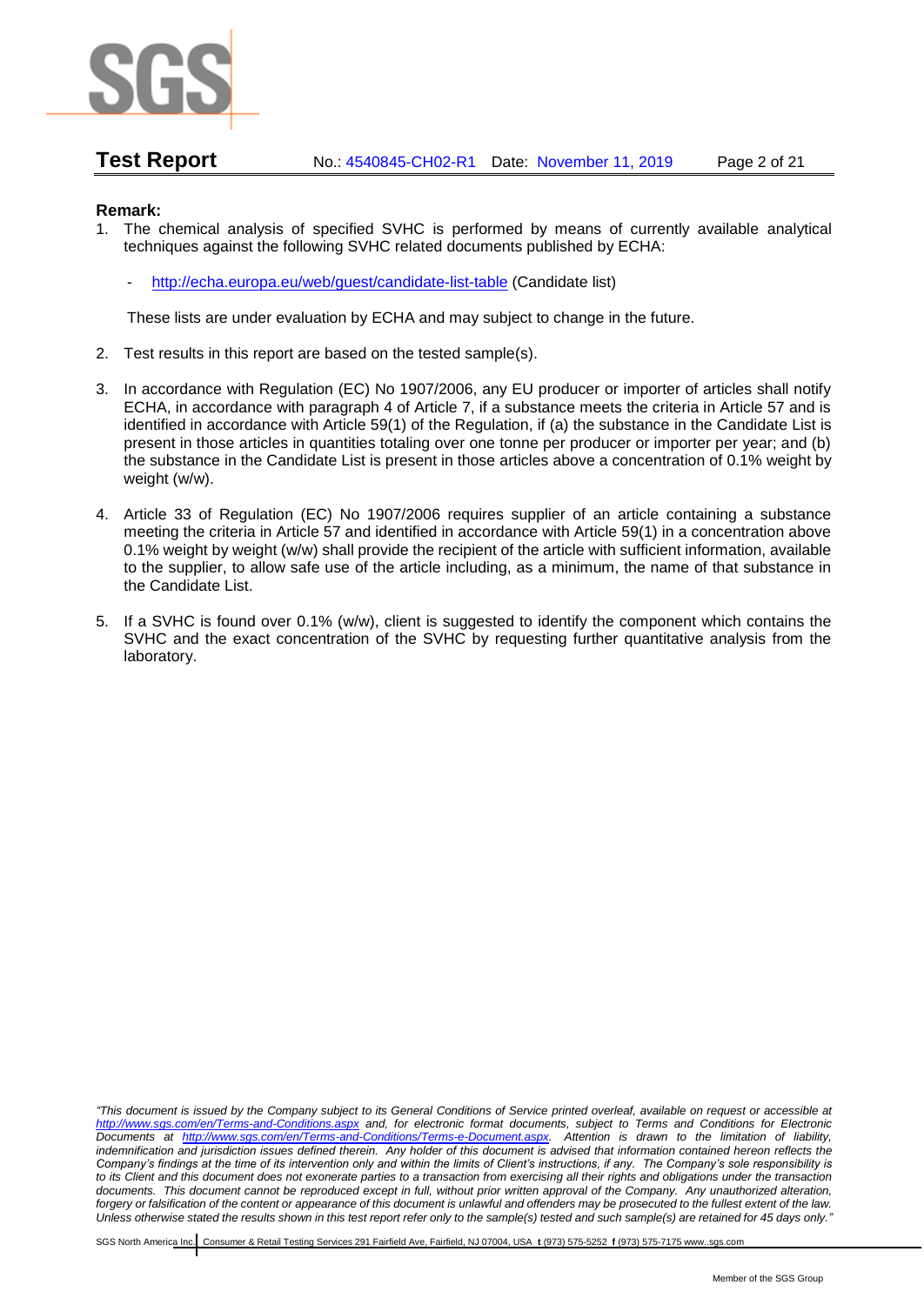**Remark:**

1. The chemical analysis of specified SVHC is performed by means of currently available analytical techniques against the following SVHC related documents published by ECHA:

   - http://echa.europa.eu/web/guest/candidate-list-table (Candidate list)

   These lists are under evaluation by ECHA and may subject to change in the future.

2. Test results in this report are based on the tested sample(s).

3. In accordance with Regulation (EC) No 1907/2006, any EU producer or importer of articles shall notify ECHA, in accordance with paragraph 4 of Article 7, if a substance meets the criteria in Article 57 and is identified in accordance with Article 59(1) of the Regulation, if (a) the substance in the Candidate List is present in those articles in quantities totaling over one tonne per producer or importer per year; and (b) the substance in the Candidate List is present in those articles above a concentration of 0.1% weight by weight (w/w).

4. Article 33 of Regulation (EC) No 1907/2006 requires supplier of an article containing a substance meeting the criteria in Article 57 and identified in accordance with Article 59(1) in a concentration above 0.1% weight by weight (w/w) shall provide the recipient of the article with sufficient information, available to the supplier, to allow safe use of the article including, as a minimum, the name of that substance in the Candidate List.

5. If a SVHC is found over 0.1% (w/w), client is suggested to identify the component which contains the SVHC and the exact concentration of the SVHC by requesting further quantitative analysis from the laboratory.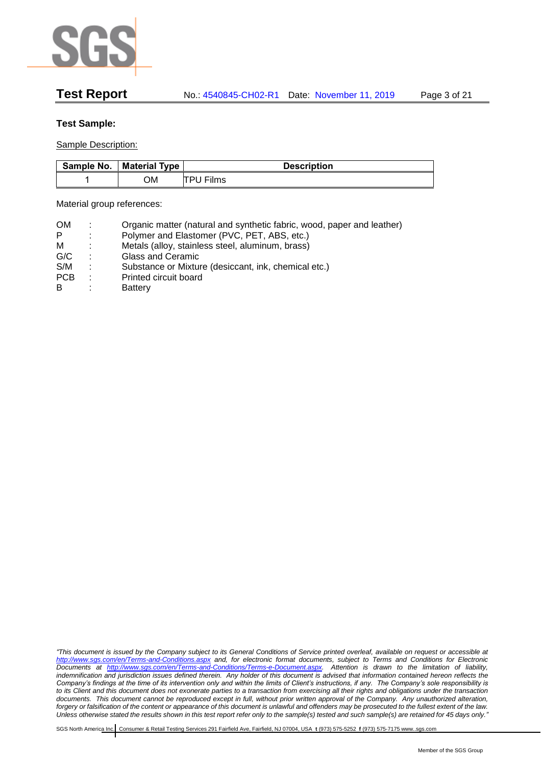**Test Sample:**

Sample Description:

| Sample No. | Material Type | Description |
|---|---|---|
| 1 | OM | TPU Films |

Material group references:

| | | |
|---|---|---|
| OM | : | Organic matter (natural and synthetic fabric, wood, paper and leather) |
| P | : | Polymer and Elastomer (PVC, PET, ABS, etc.) |
| M | : | Metals (alloy, stainless steel, aluminum, brass) |
| G/C | : | Glass and Ceramic |
| S/M | : | Substance or Mixture (desiccant, ink, chemical etc.) |
| PCB | : | Printed circuit board |
| B | : | Battery |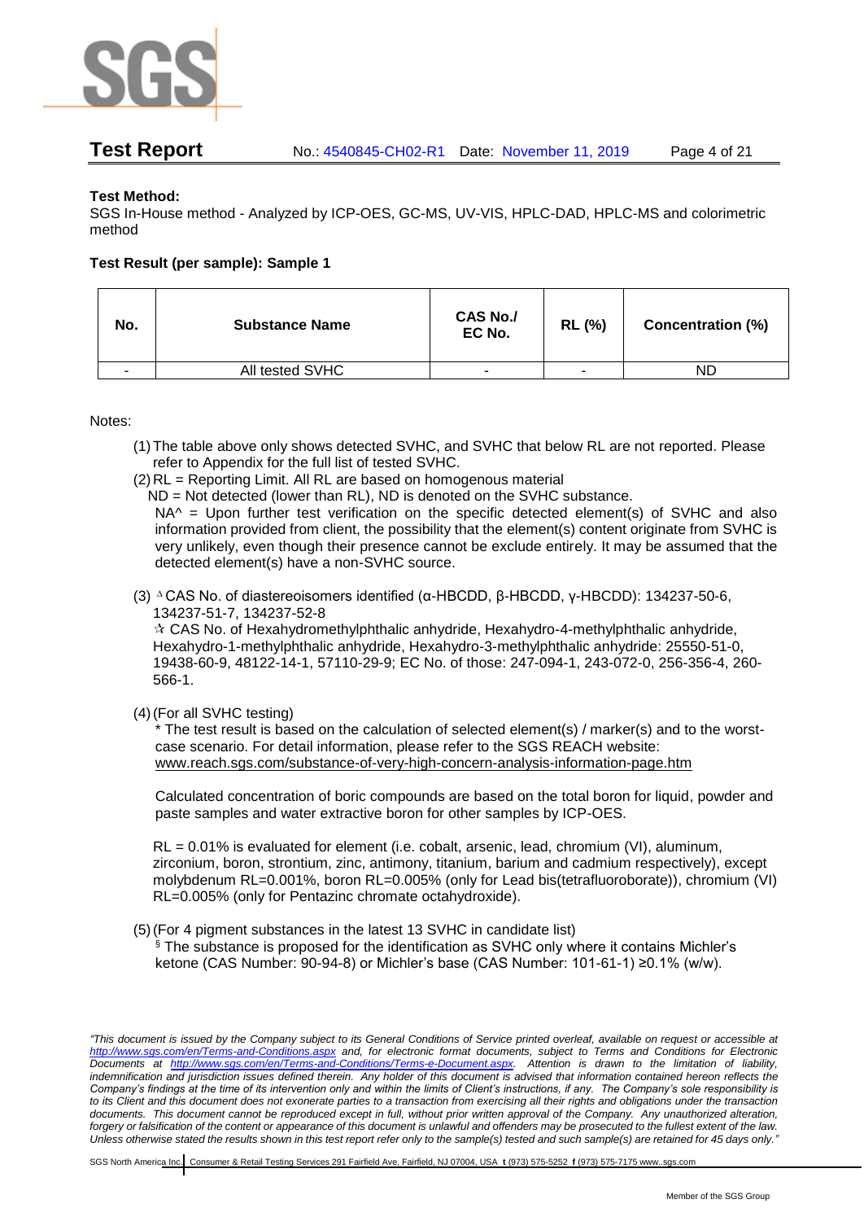**Test Method:**
SGS In-House method - Analyzed by ICP-OES, GC-MS, UV-VIS, HPLC-DAD, HPLC-MS and colorimetric method

**Test Result (per sample): Sample 1**

| No. | Substance Name | CAS No./ EC No. | RL (%) | Concentration (%) |
|---|---|---|---|---|
| - | All tested SVHC | - | - | ND |

Notes:

(1) The table above only shows detected SVHC, and SVHC that below RL are not reported. Please refer to Appendix for the full list of tested SVHC.

(2) RL = Reporting Limit. All RL are based on homogenous material
ND = Not detected (lower than RL), ND is denoted on the SVHC substance.
NA^ = Upon further test verification on the specific detected element(s) of SVHC and also information provided from client, the possibility that the element(s) content originate from SVHC is very unlikely, even though their presence cannot be exclude entirely. It may be assumed that the detected element(s) have a non-SVHC source.

(3) ^ΔCAS No. of diastereoisomers identified (α-HBCDD, β-HBCDD, γ-HBCDD): 134237-50-6, 134237-51-7, 134237-52-8
✰ CAS No. of Hexahydromethylphthalic anhydride, Hexahydro-4-methylphthalic anhydride, Hexahydro-1-methylphthalic anhydride, Hexahydro-3-methylphthalic anhydride: 25550-51-0, 19438-60-9, 48122-14-1, 57110-29-9; EC No. of those: 247-094-1, 243-072-0, 256-356-4, 260-566-1.

(4) (For all SVHC testing)
* The test result is based on the calculation of selected element(s) / marker(s) and to the worst-case scenario. For detail information, please refer to the SGS REACH website: www.reach.sgs.com/substance-of-very-high-concern-analysis-information-page.htm

Calculated concentration of boric compounds are based on the total boron for liquid, powder and paste samples and water extractive boron for other samples by ICP-OES.

RL = 0.01% is evaluated for element (i.e. cobalt, arsenic, lead, chromium (VI), aluminum, zirconium, boron, strontium, zinc, antimony, titanium, barium and cadmium respectively), except molybdenum RL=0.001%, boron RL=0.005% (only for Lead bis(tetrafluoroborate)), chromium (VI) RL=0.005% (only for Pentazinc chromate octahydroxide).

(5) (For 4 pigment substances in the latest 13 SVHC in candidate list)
§ The substance is proposed for the identification as SVHC only where it contains Michler's ketone (CAS Number: 90-94-8) or Michler's base (CAS Number: 101-61-1) ≥0.1% (w/w).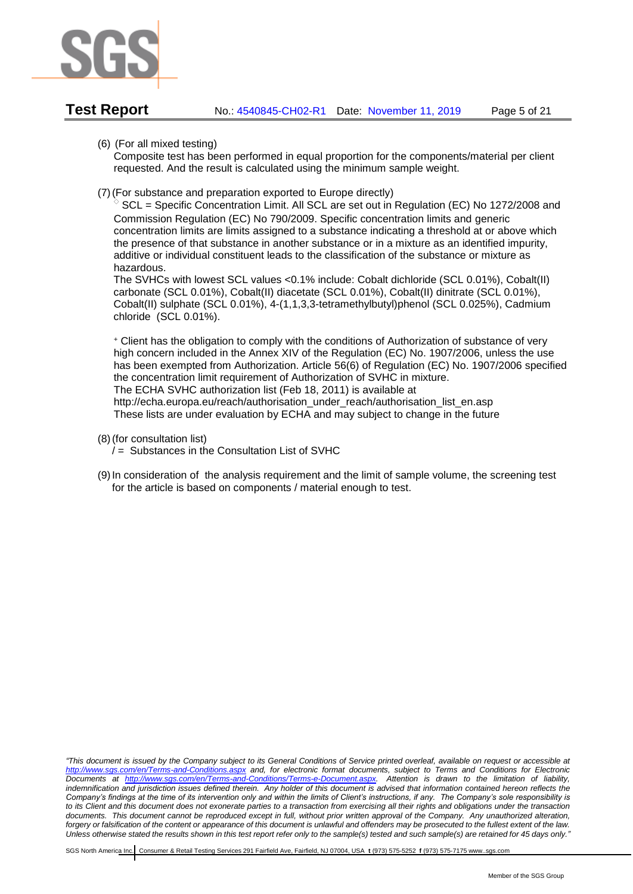(6) (For all mixed testing)
Composite test has been performed in equal proportion for the components/material per client requested. And the result is calculated using the minimum sample weight.

(7) (For substance and preparation exported to Europe directly)
◇ SCL = Specific Concentration Limit. All SCL are set out in Regulation (EC) No 1272/2008 and Commission Regulation (EC) No 790/2009. Specific concentration limits and generic concentration limits are limits assigned to a substance indicating a threshold at or above which the presence of that substance in another substance or in a mixture as an identified impurity, additive or individual constituent leads to the classification of the substance or mixture as hazardous.
The SVHCs with lowest SCL values <0.1% include: Cobalt dichloride (SCL 0.01%), Cobalt(II) carbonate (SCL 0.01%), Cobalt(II) diacetate (SCL 0.01%), Cobalt(II) dinitrate (SCL 0.01%), Cobalt(II) sulphate (SCL 0.01%), 4-(1,1,3,3-tetramethylbutyl)phenol (SCL 0.025%), Cadmium chloride (SCL 0.01%).

+ Client has the obligation to comply with the conditions of Authorization of substance of very high concern included in the Annex XIV of the Regulation (EC) No. 1907/2006, unless the use has been exempted from Authorization. Article 56(6) of Regulation (EC) No. 1907/2006 specified the concentration limit requirement of Authorization of SVHC in mixture.
The ECHA SVHC authorization list (Feb 18, 2011) is available at
http://echa.europa.eu/reach/authorisation_under_reach/authorisation_list_en.asp
These lists are under evaluation by ECHA and may subject to change in the future

(8) (for consultation list)
/ = Substances in the Consultation List of SVHC

(9) In consideration of the analysis requirement and the limit of sample volume, the screening test for the article is based on components / material enough to test.

*"This document is issued by the Company subject to its General Conditions of Service printed overleaf, available on request or accessible at http://www.sgs.com/en/Terms-and-Conditions.aspx and, for electronic format documents, subject to Terms and Conditions for Electronic Documents at http://www.sgs.com/en/Terms-and-Conditions/Terms-e-Document.aspx. Attention is drawn to the limitation of liability, indemnification and jurisdiction issues defined therein. Any holder of this document is advised that information contained hereon reflects the Company's findings at the time of its intervention only and within the limits of Client's instructions, if any. The Company's sole responsibility is to its Client and this document does not exonerate parties to a transaction from exercising all their rights and obligations under the transaction documents. This document cannot be reproduced except in full, without prior written approval of the Company. Any unauthorized alteration, forgery or falsification of the content or appearance of this document is unlawful and offenders may be prosecuted to the fullest extent of the law. Unless otherwise stated the results shown in this test report refer only to the sample(s) tested and such sample(s) are retained for 45 days only."*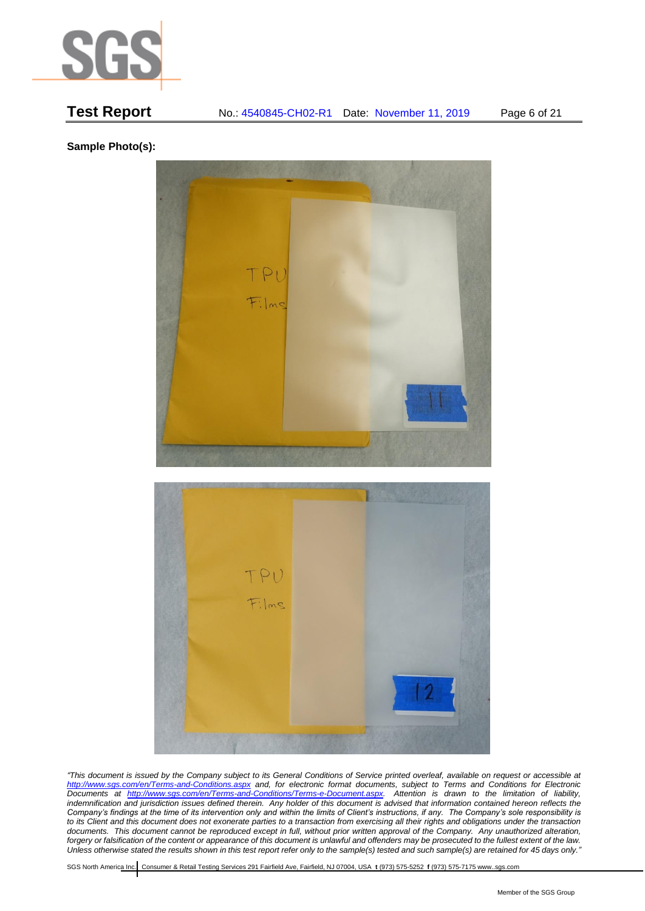**Sample Photo(s):**

*"This document is issued by the Company subject to its General Conditions of Service printed overleaf, available on request or accessible at http://www.sgs.com/en/Terms-and-Conditions.aspx and, for electronic format documents, subject to Terms and Conditions for Electronic Documents at http://www.sgs.com/en/Terms-and-Conditions/Terms-e-Document.aspx. Attention is drawn to the limitation of liability, indemnification and jurisdiction issues defined therein. Any holder of this document is advised that information contained hereon reflects the Company's findings at the time of its intervention only and within the limits of Client's instructions, if any. The Company's sole responsibility is to its Client and this document does not exonerate parties to a transaction from exercising all their rights and obligations under the transaction documents. This document cannot be reproduced except in full, without prior written approval of the Company. Any unauthorized alteration, forgery or falsification of the content or appearance of this document is unlawful and offenders may be prosecuted to the fullest extent of the law. Unless otherwise stated the results shown in this test report refer only to the sample(s) tested and such sample(s) are retained for 45 days only."*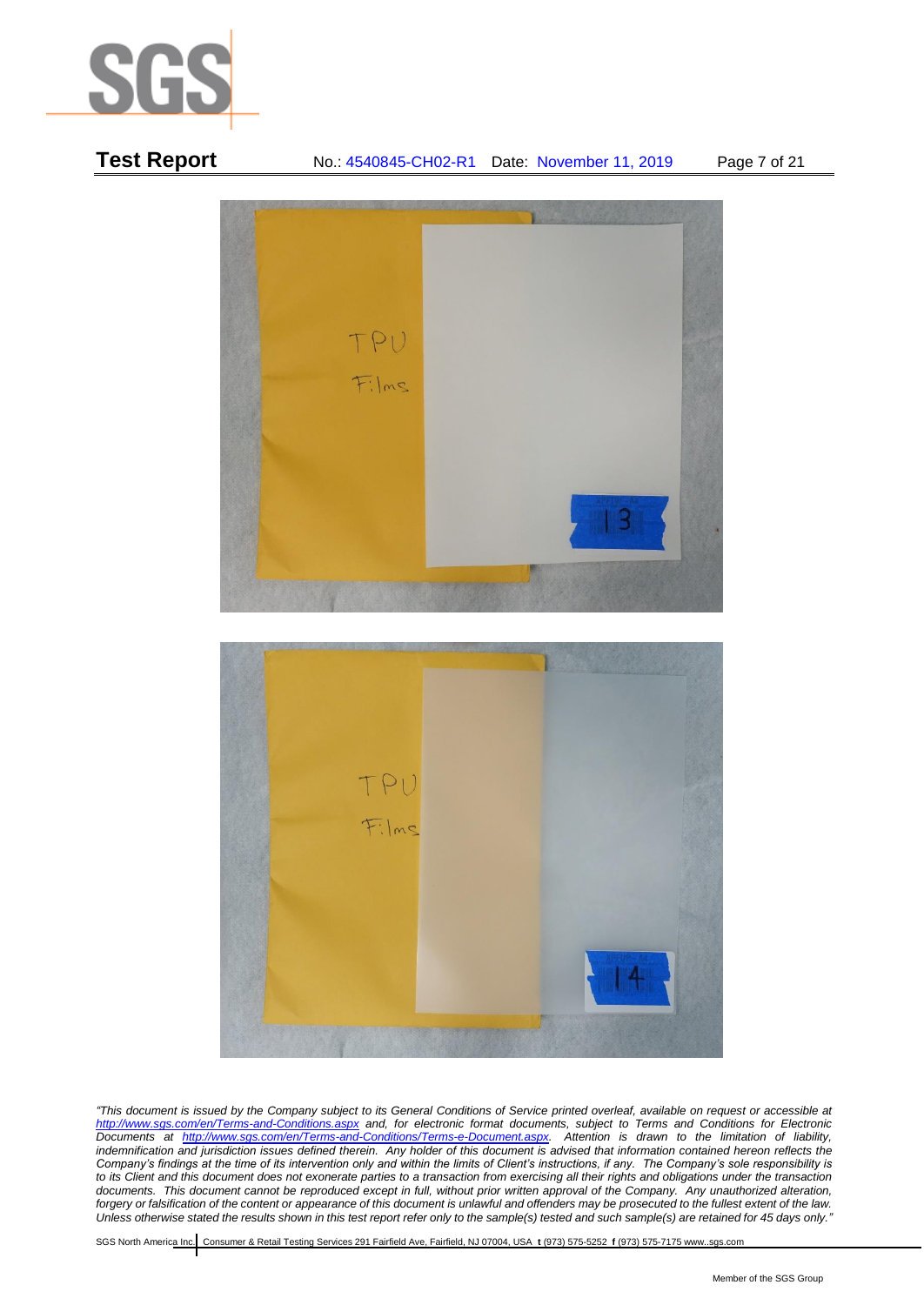*"This document is issued by the Company subject to its General Conditions of Service printed overleaf, available on request or accessible at http://www.sgs.com/en/Terms-and-Conditions.aspx and, for electronic format documents, subject to Terms and Conditions for Electronic Documents at http://www.sgs.com/en/Terms-and-Conditions/Terms-e-Document.aspx. Attention is drawn to the limitation of liability, indemnification and jurisdiction issues defined therein. Any holder of this document is advised that information contained hereon reflects the Company's findings at the time of its intervention only and within the limits of Client's instructions, if any. The Company's sole responsibility is to its Client and this document does not exonerate parties to a transaction from exercising all their rights and obligations under the transaction documents. This document cannot be reproduced except in full, without prior written approval of the Company. Any unauthorized alteration, forgery or falsification of the content or appearance of this document is unlawful and offenders may be prosecuted to the fullest extent of the law. Unless otherwise stated the results shown in this test report refer only to the sample(s) tested and such sample(s) are retained for 45 days only."*

SGS North America Inc. | Consumer & Retail Testing Services 291 Fairfield Ave, Fairfield, NJ 07004, USA **t** (973) 575-5252 **f** (973) 575-7175 www..sgs.com

Member of the SGS Group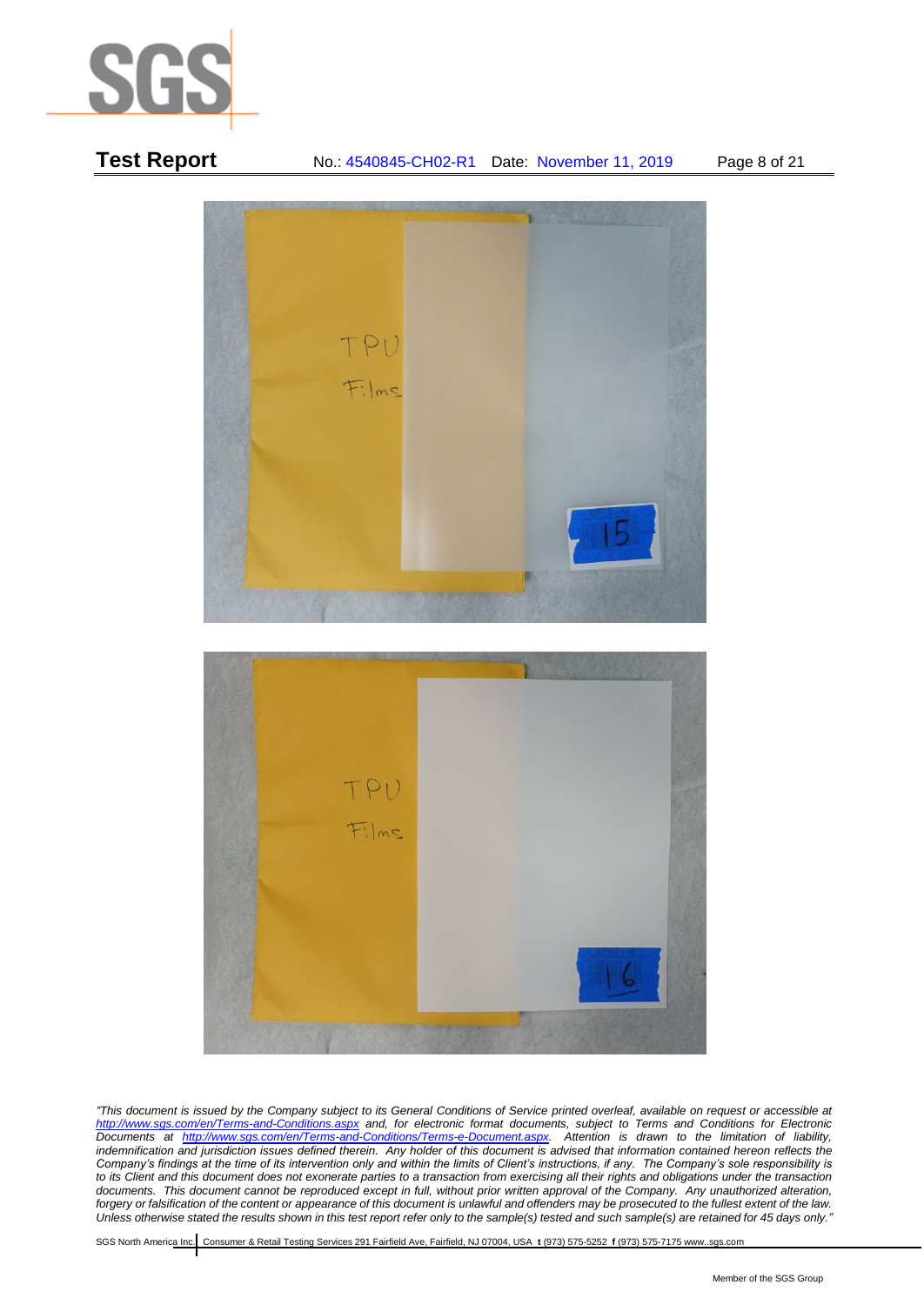*"This document is issued by the Company subject to its General Conditions of Service printed overleaf, available on request or accessible at http://www.sgs.com/en/Terms-and-Conditions.aspx and, for electronic format documents, subject to Terms and Conditions for Electronic Documents at http://www.sgs.com/en/Terms-and-Conditions/Terms-e-Document.aspx. Attention is drawn to the limitation of liability, indemnification and jurisdiction issues defined therein. Any holder of this document is advised that information contained hereon reflects the Company's findings at the time of its intervention only and within the limits of Client's instructions, if any. The Company's sole responsibility is to its Client and this document does not exonerate parties to a transaction from exercising all their rights and obligations under the transaction documents. This document cannot be reproduced except in full, without prior written approval of the Company. Any unauthorized alteration, forgery or falsification of the content or appearance of this document is unlawful and offenders may be prosecuted to the fullest extent of the law. Unless otherwise stated the results shown in this test report refer only to the sample(s) tested and such sample(s) are retained for 45 days only."*

SGS North America Inc. | Consumer & Retail Testing Services 291 Fairfield Ave, Fairfield, NJ 07004, USA **t** (973) 575-5252 **f** (973) 575-7175 www..sgs.com

Member of the SGS Group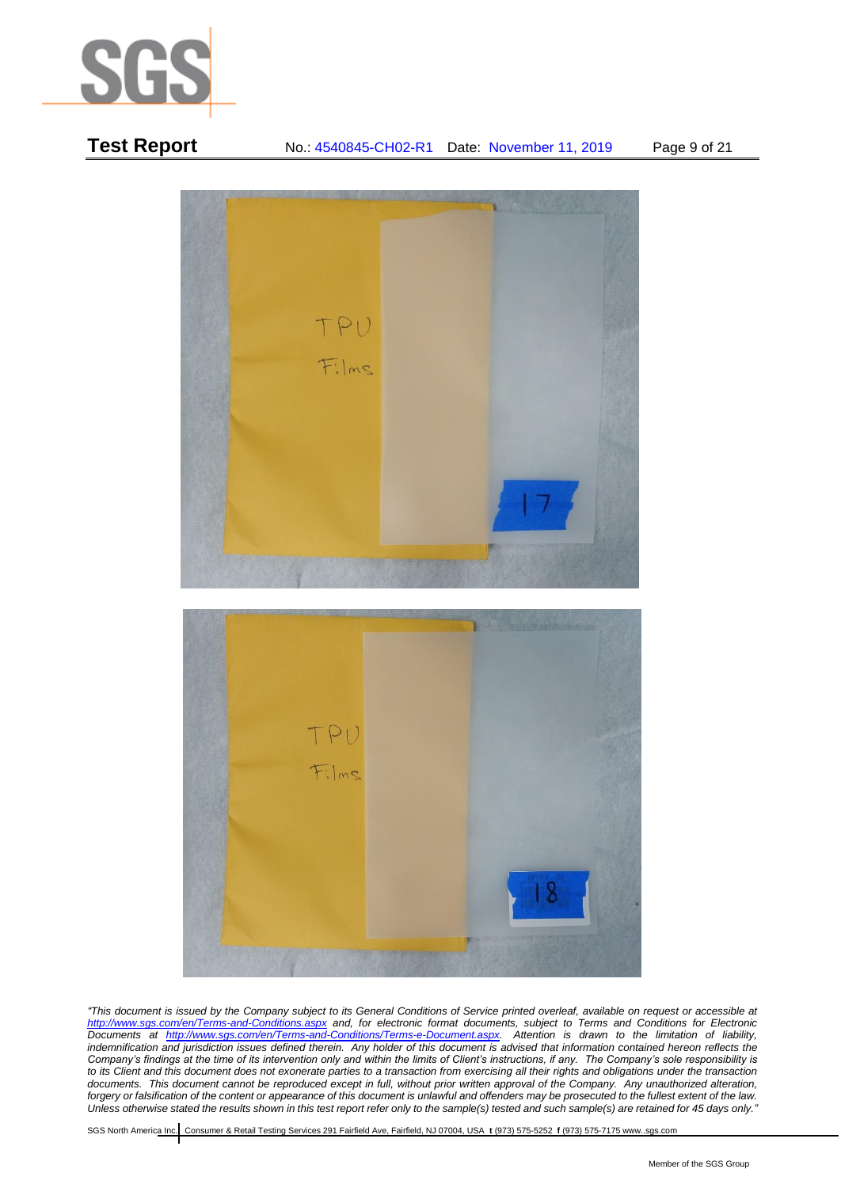TPU Films

17

TPU Films

18

*"This document is issued by the Company subject to its General Conditions of Service printed overleaf, available on request or accessible at http://www.sgs.com/en/Terms-and-Conditions.aspx and, for electronic format documents, subject to Terms and Conditions for Electronic Documents at http://www.sgs.com/en/Terms-and-Conditions/Terms-e-Document.aspx. Attention is drawn to the limitation of liability, indemnification and jurisdiction issues defined therein. Any holder of this document is advised that information contained hereon reflects the Company's findings at the time of its intervention only and within the limits of Client's instructions, if any. The Company's sole responsibility is to its Client and this document does not exonerate parties to a transaction from exercising all their rights and obligations under the transaction documents. This document cannot be reproduced except in full, without prior written approval of the Company. Any unauthorized alteration, forgery or falsification of the content or appearance of this document is unlawful and offenders may be prosecuted to the fullest extent of the law. Unless otherwise stated the results shown in this test report refer only to the sample(s) tested and such sample(s) are retained for 45 days only."*

SGS North America Inc. Consumer & Retail Testing Services 291 Fairfield Ave, Fairfield, NJ 07004, USA **t** (973) 575-5252 **f** (973) 575-7175 www..sgs.com

Member of the SGS Group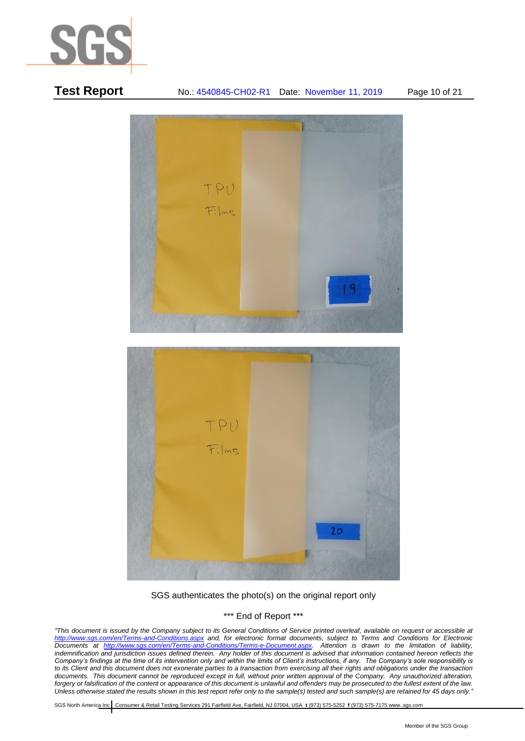SGS authenticates the photo(s) on the original report only

*** End of Report ***

*"This document is issued by the Company subject to its General Conditions of Service printed overleaf, available on request or accessible at http://www.sgs.com/en/Terms-and-Conditions.aspx and, for electronic format documents, subject to Terms and Conditions for Electronic Documents at http://www.sgs.com/en/Terms-and-Conditions/Terms-e-Document.aspx. Attention is drawn to the limitation of liability, indemnification and jurisdiction issues defined therein. Any holder of this document is advised that information contained hereon reflects the Company's findings at the time of its intervention only and within the limits of Client's instructions, if any. The Company's sole responsibility is to its Client and this document does not exonerate parties to a transaction from exercising all their rights and obligations under the transaction documents. This document cannot be reproduced except in full, without prior written approval of the Company. Any unauthorized alteration, forgery or falsification of the content or appearance of this document is unlawful and offenders may be prosecuted to the fullest extent of the law. Unless otherwise stated the results shown in this test report refer only to the sample(s) tested and such sample(s) are retained for 45 days only."*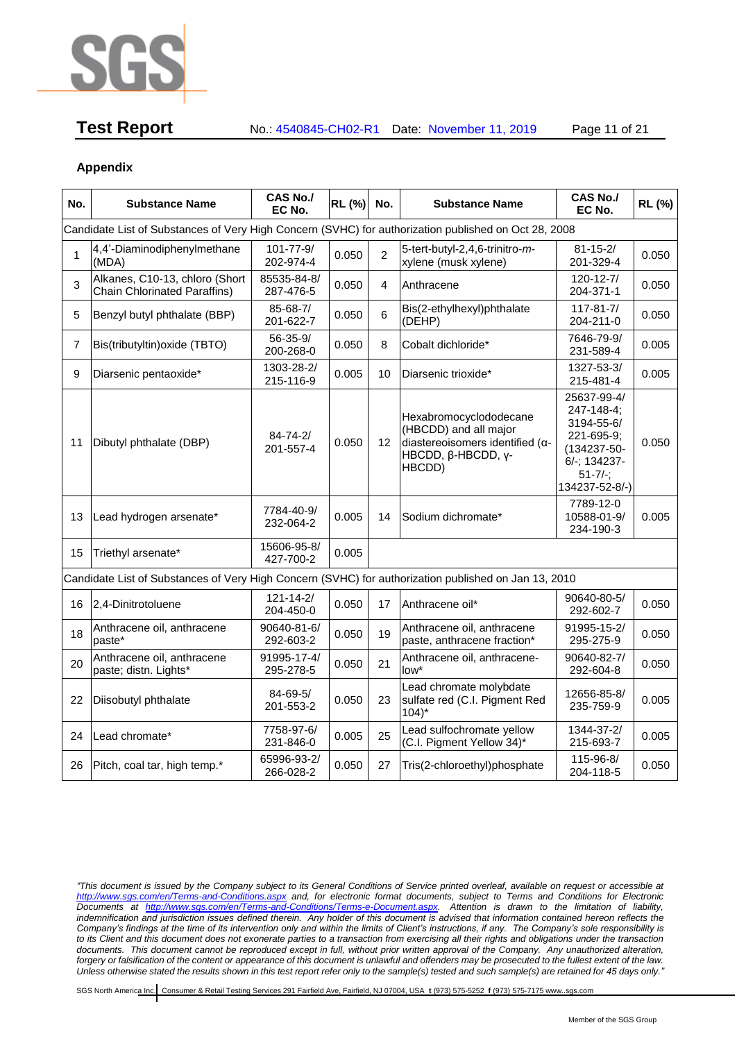## Appendix

| No. | Substance Name | CAS No./ EC No. | RL (%) | No. | Substance Name | CAS No./ EC No. | RL (%) |
|---|---|---|---|---|---|---|---|
| Candidate List of Substances of Very High Concern (SVHC) for authorization published on Oct 28, 2008 | | | | | | | |
| 1 | 4,4'-Diaminodiphenylmethane (MDA) | 101-77-9/ 202-974-4 | 0.050 | 2 | 5-tert-butyl-2,4,6-trinitro-*m*-xylene (musk xylene) | 81-15-2/ 201-329-4 | 0.050 |
| 3 | Alkanes, C10-13, chloro (Short Chain Chlorinated Paraffins) | 85535-84-8/ 287-476-5 | 0.050 | 4 | Anthracene | 120-12-7/ 204-371-1 | 0.050 |
| 5 | Benzyl butyl phthalate (BBP) | 85-68-7/ 201-622-7 | 0.050 | 6 | Bis(2-ethylhexyl)phthalate (DEHP) | 117-81-7/ 204-211-0 | 0.050 |
| 7 | Bis(tributyltin)oxide (TBTO) | 56-35-9/ 200-268-0 | 0.050 | 8 | Cobalt dichloride* | 7646-79-9/ 231-589-4 | 0.005 |
| 9 | Diarsenic pentaoxide* | 1303-28-2/ 215-116-9 | 0.005 | 10 | Diarsenic trioxide* | 1327-53-3/ 215-481-4 | 0.005 |
| 11 | Dibutyl phthalate (DBP) | 84-74-2/ 201-557-4 | 0.050 | 12 | Hexabromocyclododecane (HBCDD) and all major diastereoisomers identified (α-HBCDD, β-HBCDD, γ-HBCDD) | 25637-99-4/ 247-148-4; 3194-55-6/ 221-695-9; (134237-50-6/-; 134237-51-7/-; 134237-52-8/-) | 0.050 |
| 13 | Lead hydrogen arsenate* | 7784-40-9/ 232-064-2 | 0.005 | 14 | Sodium dichromate* | 7789-12-0 10588-01-9/ 234-190-3 | 0.005 |
| 15 | Triethyl arsenate* | 15606-95-8/ 427-700-2 | 0.005 | | | | |
| Candidate List of Substances of Very High Concern (SVHC) for authorization published on Jan 13, 2010 | | | | | | | |
| 16 | 2,4-Dinitrotoluene | 121-14-2/ 204-450-0 | 0.050 | 17 | Anthracene oil* | 90640-80-5/ 292-602-7 | 0.050 |
| 18 | Anthracene oil, anthracene paste* | 90640-81-6/ 292-603-2 | 0.050 | 19 | Anthracene oil, anthracene paste, anthracene fraction* | 91995-15-2/ 295-275-9 | 0.050 |
| 20 | Anthracene oil, anthracene paste; distn. Lights* | 91995-17-4/ 295-278-5 | 0.050 | 21 | Anthracene oil, anthracene-low* | 90640-82-7/ 292-604-8 | 0.050 |
| 22 | Diisobutyl phthalate | 84-69-5/ 201-553-2 | 0.050 | 23 | Lead chromate molybdate sulfate red (C.I. Pigment Red 104)* | 12656-85-8/ 235-759-9 | 0.005 |
| 24 | Lead chromate* | 7758-97-6/ 231-846-0 | 0.005 | 25 | Lead sulfochromate yellow (C.I. Pigment Yellow 34)* | 1344-37-2/ 215-693-7 | 0.005 |
| 26 | Pitch, coal tar, high temp.* | 65996-93-2/ 266-028-2 | 0.050 | 27 | Tris(2-chloroethyl)phosphate | 115-96-8/ 204-118-5 | 0.050 |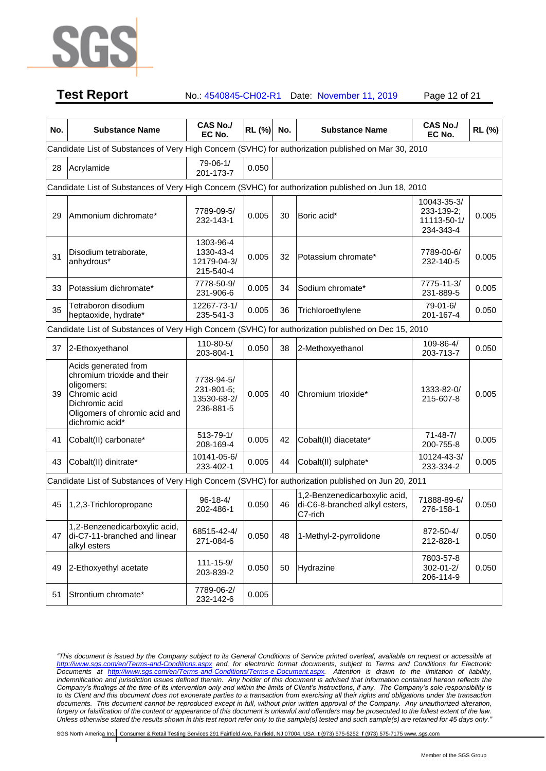| No. | Substance Name | CAS No./ EC No. | RL (%) | No. | Substance Name | CAS No./ EC No. | RL (%) |
|---|---|---|---|---|---|---|---|
| Candidate List of Substances of Very High Concern (SVHC) for authorization published on Mar 30, 2010 | | | | | | | |
| 28 | Acrylamide | 79-06-1/ 201-173-7 | 0.050 | | | | |
| Candidate List of Substances of Very High Concern (SVHC) for authorization published on Jun 18, 2010 | | | | | | | |
| 29 | Ammonium dichromate* | 7789-09-5/ 232-143-1 | 0.005 | 30 | Boric acid* | 10043-35-3/ 233-139-2; 11113-50-1/ 234-343-4 | 0.005 |
| 31 | Disodium tetraborate, anhydrous* | 1303-96-4 1330-43-4 12179-04-3/ 215-540-4 | 0.005 | 32 | Potassium chromate* | 7789-00-6/ 232-140-5 | 0.005 |
| 33 | Potassium dichromate* | 7778-50-9/ 231-906-6 | 0.005 | 34 | Sodium chromate* | 7775-11-3/ 231-889-5 | 0.005 |
| 35 | Tetraboron disodium heptaoxide, hydrate* | 12267-73-1/ 235-541-3 | 0.005 | 36 | Trichloroethylene | 79-01-6/ 201-167-4 | 0.050 |
| Candidate List of Substances of Very High Concern (SVHC) for authorization published on Dec 15, 2010 | | | | | | | |
| 37 | 2-Ethoxyethanol | 110-80-5/ 203-804-1 | 0.050 | 38 | 2-Methoxyethanol | 109-86-4/ 203-713-7 | 0.050 |
| 39 | Acids generated from chromium trioxide and their oligomers: Chromic acid Dichromic acid Oligomers of chromic acid and dichromic acid* | 7738-94-5/ 231-801-5; 13530-68-2/ 236-881-5 | 0.005 | 40 | Chromium trioxide* | 1333-82-0/ 215-607-8 | 0.005 |
| 41 | Cobalt(II) carbonate* | 513-79-1/ 208-169-4 | 0.005 | 42 | Cobalt(II) diacetate* | 71-48-7/ 200-755-8 | 0.005 |
| 43 | Cobalt(II) dinitrate* | 10141-05-6/ 233-402-1 | 0.005 | 44 | Cobalt(II) sulphate* | 10124-43-3/ 233-334-2 | 0.005 |
| Candidate List of Substances of Very High Concern (SVHC) for authorization published on Jun 20, 2011 | | | | | | | |
| 45 | 1,2,3-Trichloropropane | 96-18-4/ 202-486-1 | 0.050 | 46 | 1,2-Benzenedicarboxylic acid, di-C6-8-branched alkyl esters, C7-rich | 71888-89-6/ 276-158-1 | 0.050 |
| 47 | 1,2-Benzenedicarboxylic acid, di-C7-11-branched and linear alkyl esters | 68515-42-4/ 271-084-6 | 0.050 | 48 | 1-Methyl-2-pyrrolidone | 872-50-4/ 212-828-1 | 0.050 |
| 49 | 2-Ethoxyethyl acetate | 111-15-9/ 203-839-2 | 0.050 | 50 | Hydrazine | 7803-57-8 302-01-2/ 206-114-9 | 0.050 |
| 51 | Strontium chromate* | 7789-06-2/ 232-142-6 | 0.005 | | | | |

*"This document is issued by the Company subject to its General Conditions of Service printed overleaf, available on request or accessible at http://www.sgs.com/en/Terms-and-Conditions.aspx and, for electronic format documents, subject to Terms and Conditions for Electronic Documents at http://www.sgs.com/en/Terms-and-Conditions/Terms-e-Document.aspx. Attention is drawn to the limitation of liability, indemnification and jurisdiction issues defined therein. Any holder of this document is advised that information contained hereon reflects the Company's findings at the time of its intervention only and within the limits of Client's instructions, if any. The Company's sole responsibility is to its Client and this document does not exonerate parties to a transaction from exercising all their rights and obligations under the transaction documents. This document cannot be reproduced except in full, without prior written approval of the Company. Any unauthorized alteration, forgery or falsification of the content or appearance of this document is unlawful and offenders may be prosecuted to the fullest extent of the law. Unless otherwise stated the results shown in this test report refer only to the sample(s) tested and such sample(s) are retained for 45 days only."*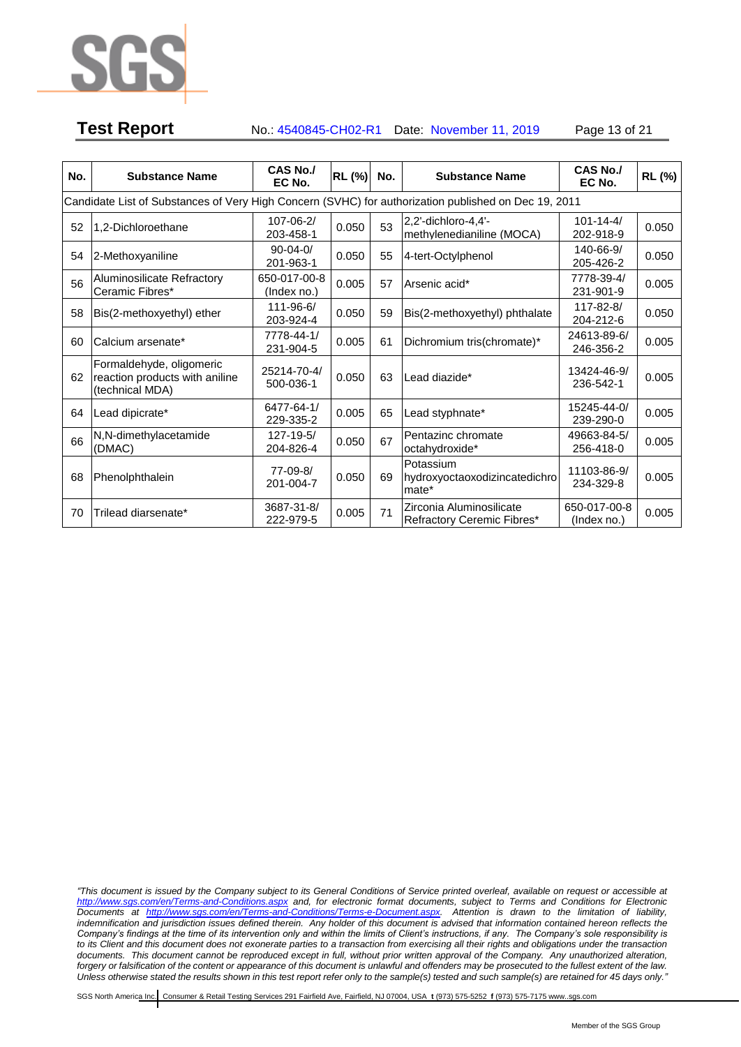| No. | Substance Name | CAS No./ EC No. | RL (%) | No. | Substance Name | CAS No./ EC No. | RL (%) |
|---|---|---|---|---|---|---|---|
| Candidate List of Substances of Very High Concern (SVHC) for authorization published on Dec 19, 2011 | | | | | | | |
| 52 | 1,2-Dichloroethane | 107-06-2/ 203-458-1 | 0.050 | 53 | 2,2'-dichloro-4,4'-methylenedianiline (MOCA) | 101-14-4/ 202-918-9 | 0.050 |
| 54 | 2-Methoxyaniline | 90-04-0/ 201-963-1 | 0.050 | 55 | 4-tert-Octylphenol | 140-66-9/ 205-426-2 | 0.050 |
| 56 | Aluminosilicate Refractory Ceramic Fibres* | 650-017-00-8 (Index no.) | 0.005 | 57 | Arsenic acid* | 7778-39-4/ 231-901-9 | 0.005 |
| 58 | Bis(2-methoxyethyl) ether | 111-96-6/ 203-924-4 | 0.050 | 59 | Bis(2-methoxyethyl) phthalate | 117-82-8/ 204-212-6 | 0.050 |
| 60 | Calcium arsenate* | 7778-44-1/ 231-904-5 | 0.005 | 61 | Dichromium tris(chromate)* | 24613-89-6/ 246-356-2 | 0.005 |
| 62 | Formaldehyde, oligomeric reaction products with aniline (technical MDA) | 25214-70-4/ 500-036-1 | 0.050 | 63 | Lead diazide* | 13424-46-9/ 236-542-1 | 0.005 |
| 64 | Lead dipicrate* | 6477-64-1/ 229-335-2 | 0.005 | 65 | Lead styphnate* | 15245-44-0/ 239-290-0 | 0.005 |
| 66 | N,N-dimethylacetamide (DMAC) | 127-19-5/ 204-826-4 | 0.050 | 67 | Pentazinc chromate octahydroxide* | 49663-84-5/ 256-418-0 | 0.005 |
| 68 | Phenolphthalein | 77-09-8/ 201-004-7 | 0.050 | 69 | Potassium hydroxyoctaoxodizincatedichromate* | 11103-86-9/ 234-329-8 | 0.005 |
| 70 | Trilead diarsenate* | 3687-31-8/ 222-979-5 | 0.005 | 71 | Zirconia Aluminosilicate Refractory Ceremic Fibres* | 650-017-00-8 (Index no.) | 0.005 |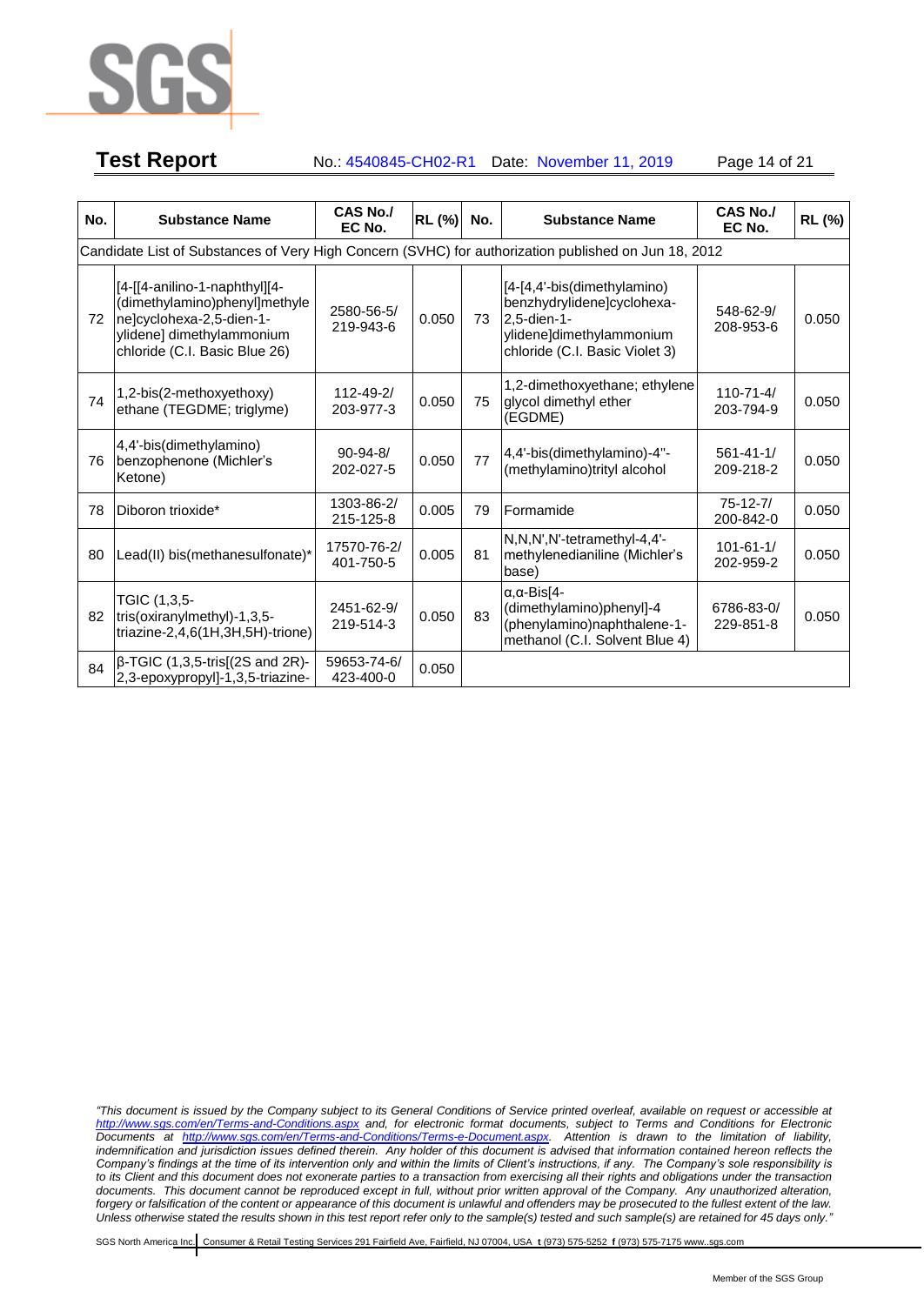| No. | Substance Name | CAS No./ EC No. | RL (%) | No. | Substance Name | CAS No./ EC No. | RL (%) |
|---|---|---|---|---|---|---|---|
| Candidate List of Substances of Very High Concern (SVHC) for authorization published on Jun 18, 2012 | | | | | | | |
| 72 | [4-[[4-anilino-1-naphthyl][4-(dimethylamino)phenyl]methylene]cyclohexa-2,5-dien-1-ylidene] dimethylammonium chloride (C.I. Basic Blue 26) | 2580-56-5/ 219-943-6 | 0.050 | 73 | [4-[4,4'-bis(dimethylamino) benzhydrylidene]cyclohexa-2,5-dien-1-ylidene]dimethylammonium chloride (C.I. Basic Violet 3) | 548-62-9/ 208-953-6 | 0.050 |
| 74 | 1,2-bis(2-methoxyethoxy) ethane (TEGDME; triglyme) | 112-49-2/ 203-977-3 | 0.050 | 75 | 1,2-dimethoxyethane; ethylene glycol dimethyl ether (EGDME) | 110-71-4/ 203-794-9 | 0.050 |
| 76 | 4,4'-bis(dimethylamino) benzophenone (Michler's Ketone) | 90-94-8/ 202-027-5 | 0.050 | 77 | 4,4'-bis(dimethylamino)-4''-(methylamino)trityl alcohol | 561-41-1/ 209-218-2 | 0.050 |
| 78 | Diboron trioxide* | 1303-86-2/ 215-125-8 | 0.005 | 79 | Formamide | 75-12-7/ 200-842-0 | 0.050 |
| 80 | Lead(II) bis(methanesulfonate)* | 17570-76-2/ 401-750-5 | 0.005 | 81 | N,N,N',N'-tetramethyl-4,4'-methylenedianiline (Michler's base) | 101-61-1/ 202-959-2 | 0.050 |
| 82 | TGIC (1,3,5-tris(oxiranylmethyl)-1,3,5-triazine-2,4,6(1H,3H,5H)-trione) | 2451-62-9/ 219-514-3 | 0.050 | 83 | α,α-Bis[4-(dimethylamino)phenyl]-4 (phenylamino)naphthalene-1-methanol (C.I. Solvent Blue 4) | 6786-83-0/ 229-851-8 | 0.050 |
| 84 | β-TGIC (1,3,5-tris[(2S and 2R)-2,3-epoxypropyl]-1,3,5-triazine- | 59653-74-6/ 423-400-0 | 0.050 | | | | |

*"This document is issued by the Company subject to its General Conditions of Service printed overleaf, available on request or accessible at http://www.sgs.com/en/Terms-and-Conditions.aspx and, for electronic format documents, subject to Terms and Conditions for Electronic Documents at http://www.sgs.com/en/Terms-and-Conditions/Terms-e-Document.aspx. Attention is drawn to the limitation of liability, indemnification and jurisdiction issues defined therein. Any holder of this document is advised that information contained hereon reflects the Company's findings at the time of its intervention only and within the limits of Client's instructions, if any. The Company's sole responsibility is to its Client and this document does not exonerate parties to a transaction from exercising all their rights and obligations under the transaction documents. This document cannot be reproduced except in full, without prior written approval of the Company. Any unauthorized alteration, forgery or falsification of the content or appearance of this document is unlawful and offenders may be prosecuted to the fullest extent of the law. Unless otherwise stated the results shown in this test report refer only to the sample(s) tested and such sample(s) are retained for 45 days only."*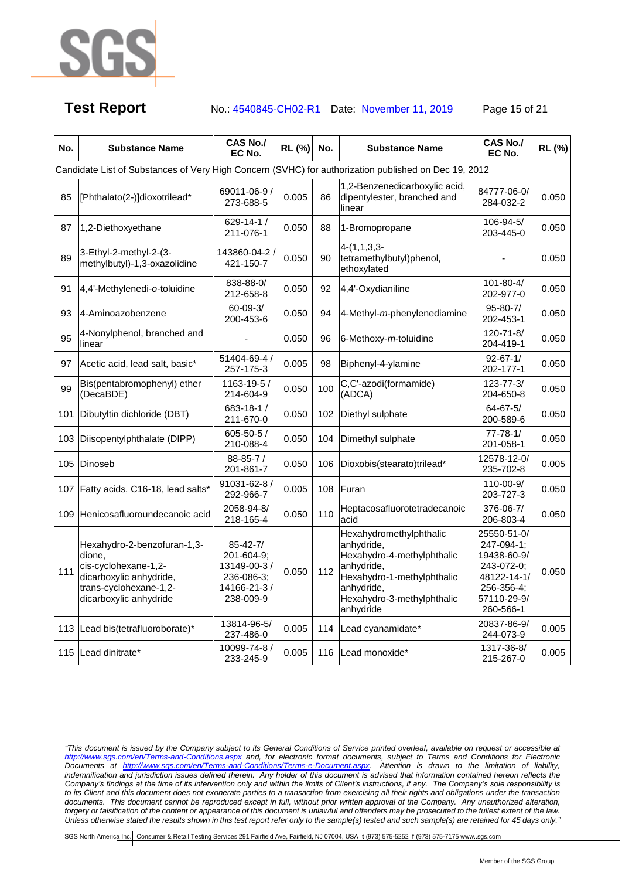| No. | Substance Name | CAS No./ EC No. | RL (%) | No. | Substance Name | CAS No./ EC No. | RL (%) |
|---|---|---|---|---|---|---|---|
| Candidate List of Substances of Very High Concern (SVHC) for authorization published on Dec 19, 2012 | | | | | | | |
| 85 | [Phthalato(2-)]dioxotrilead* | 69011-06-9 / 273-688-5 | 0.005 | 86 | 1,2-Benzenedicarboxylic acid, dipentylester, branched and linear | 84777-06-0/ 284-032-2 | 0.050 |
| 87 | 1,2-Diethoxyethane | 629-14-1 / 211-076-1 | 0.050 | 88 | 1-Bromopropane | 106-94-5/ 203-445-0 | 0.050 |
| 89 | 3-Ethyl-2-methyl-2-(3-methylbutyl)-1,3-oxazolidine | 143860-04-2 / 421-150-7 | 0.050 | 90 | 4-(1,1,3,3-tetramethylbutyl)phenol, ethoxylated | - | 0.050 |
| 91 | 4,4'-Methylenedi-*o*-toluidine | 838-88-0/ 212-658-8 | 0.050 | 92 | 4,4'-Oxydianiline | 101-80-4/ 202-977-0 | 0.050 |
| 93 | 4-Aminoazobenzene | 60-09-3/ 200-453-6 | 0.050 | 94 | 4-Methyl-*m*-phenylenediamine | 95-80-7/ 202-453-1 | 0.050 |
| 95 | 4-Nonylphenol, branched and linear | - | 0.050 | 96 | 6-Methoxy-*m*-toluidine | 120-71-8/ 204-419-1 | 0.050 |
| 97 | Acetic acid, lead salt, basic* | 51404-69-4 / 257-175-3 | 0.005 | 98 | Biphenyl-4-ylamine | 92-67-1/ 202-177-1 | 0.050 |
| 99 | Bis(pentabromophenyl) ether (DecaBDE) | 1163-19-5 / 214-604-9 | 0.050 | 100 | C,C'-azodi(formamide) (ADCA) | 123-77-3/ 204-650-8 | 0.050 |
| 101 | Dibutyltin dichloride (DBT) | 683-18-1 / 211-670-0 | 0.050 | 102 | Diethyl sulphate | 64-67-5/ 200-589-6 | 0.050 |
| 103 | Diisopentylphthalate (DIPP) | 605-50-5 / 210-088-4 | 0.050 | 104 | Dimethyl sulphate | 77-78-1/ 201-058-1 | 0.050 |
| 105 | Dinoseb | 88-85-7 / 201-861-7 | 0.050 | 106 | Dioxobis(stearato)trilead* | 12578-12-0/ 235-702-8 | 0.005 |
| 107 | Fatty acids, C16-18, lead salts* | 91031-62-8 / 292-966-7 | 0.005 | 108 | Furan | 110-00-9/ 203-727-3 | 0.050 |
| 109 | Henicosafluoroundecanoic acid | 2058-94-8/ 218-165-4 | 0.050 | 110 | Heptacosafluorotetradecanoic acid | 376-06-7/ 206-803-4 | 0.050 |
| 111 | Hexahydro-2-benzofuran-1,3-dione, cis-cyclohexane-1,2-dicarboxylic anhydride, trans-cyclohexane-1,2-dicarboxylic anhydride | 85-42-7/ 201-604-9; 13149-00-3 / 236-086-3; 14166-21-3 / 238-009-9 | 0.050 | 112 | Hexahydromethylphthalic anhydride, Hexahydro-4-methylphthalic anhydride, Hexahydro-1-methylphthalic anhydride, Hexahydro-3-methylphthalic anhydride | 25550-51-0/ 247-094-1; 19438-60-9/ 243-072-0; 48122-14-1/ 256-356-4; 57110-29-9/ 260-566-1 | 0.050 |
| 113 | Lead bis(tetrafluoroborate)* | 13814-96-5/ 237-486-0 | 0.005 | 114 | Lead cyanamidate* | 20837-86-9/ 244-073-9 | 0.005 |
| 115 | Lead dinitrate* | 10099-74-8 / 233-245-9 | 0.005 | 116 | Lead monoxide* | 1317-36-8/ 215-267-0 | 0.005 |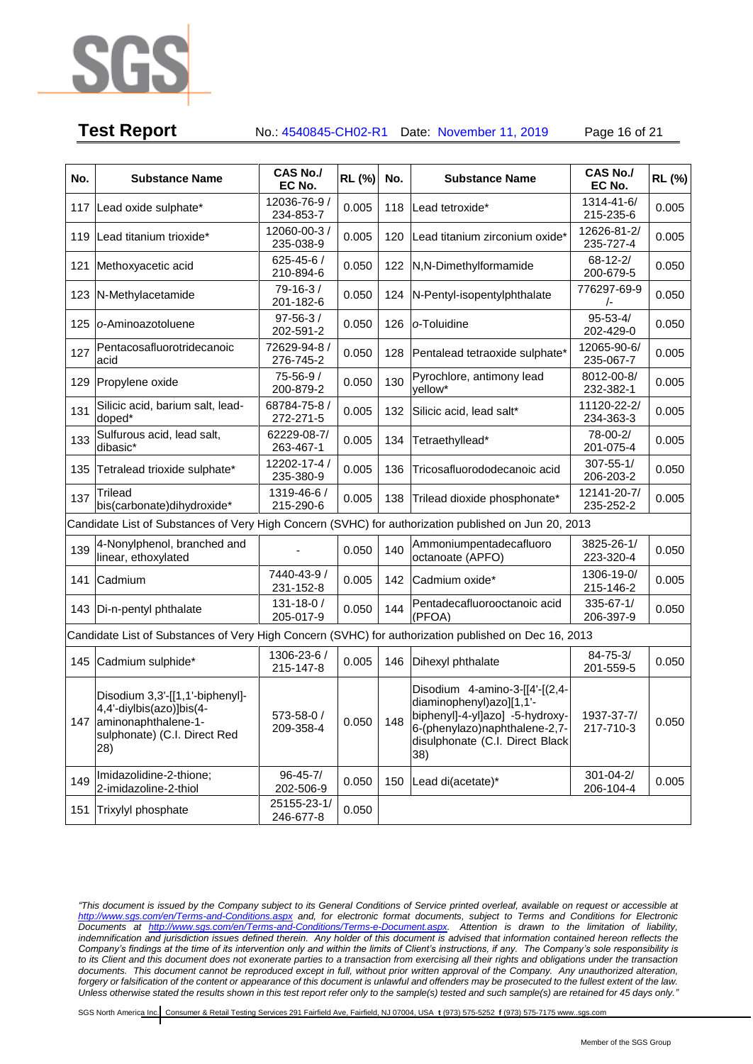| No. | Substance Name | CAS No./ EC No. | RL (%) | No. | Substance Name | CAS No./ EC No. | RL (%) |
|---|---|---|---|---|---|---|---|
| 117 | Lead oxide sulphate* | 12036-76-9 / 234-853-7 | 0.005 | 118 | Lead tetroxide* | 1314-41-6/ 215-235-6 | 0.005 |
| 119 | Lead titanium trioxide* | 12060-00-3 / 235-038-9 | 0.005 | 120 | Lead titanium zirconium oxide* | 12626-81-2/ 235-727-4 | 0.005 |
| 121 | Methoxyacetic acid | 625-45-6 / 210-894-6 | 0.050 | 122 | N,N-Dimethylformamide | 68-12-2/ 200-679-5 | 0.050 |
| 123 | N-Methylacetamide | 79-16-3 / 201-182-6 | 0.050 | 124 | N-Pentyl-isopentylphthalate | 776297-69-9 /- | 0.050 |
| 125 | o-Aminoazotoluene | 97-56-3 / 202-591-2 | 0.050 | 126 | o-Toluidine | 95-53-4/ 202-429-0 | 0.050 |
| 127 | Pentacosafluorotridecanoic acid | 72629-94-8 / 276-745-2 | 0.050 | 128 | Pentalead tetraoxide sulphate* | 12065-90-6/ 235-067-7 | 0.005 |
| 129 | Propylene oxide | 75-56-9 / 200-879-2 | 0.050 | 130 | Pyrochlore, antimony lead yellow* | 8012-00-8/ 232-382-1 | 0.005 |
| 131 | Silicic acid, barium salt, lead-doped* | 68784-75-8 / 272-271-5 | 0.005 | 132 | Silicic acid, lead salt* | 11120-22-2/ 234-363-3 | 0.005 |
| 133 | Sulfurous acid, lead salt, dibasic* | 62229-08-7/ 263-467-1 | 0.005 | 134 | Tetraethyllead* | 78-00-2/ 201-075-4 | 0.005 |
| 135 | Tetralead trioxide sulphate* | 12202-17-4 / 235-380-9 | 0.005 | 136 | Tricosafluorododecanoic acid | 307-55-1/ 206-203-2 | 0.050 |
| 137 | Trilead bis(carbonate)dihydroxide* | 1319-46-6 / 215-290-6 | 0.005 | 138 | Trilead dioxide phosphonate* | 12141-20-7/ 235-252-2 | 0.005 |
| Candidate List of Substances of Very High Concern (SVHC) for authorization published on Jun 20, 2013 | | | | | | | |
| 139 | 4-Nonylphenol, branched and linear, ethoxylated | - | 0.050 | 140 | Ammoniumpentadecafluoro octanoate (APFO) | 3825-26-1/ 223-320-4 | 0.050 |
| 141 | Cadmium | 7440-43-9 / 231-152-8 | 0.005 | 142 | Cadmium oxide* | 1306-19-0/ 215-146-2 | 0.005 |
| 143 | Di-n-pentyl phthalate | 131-18-0 / 205-017-9 | 0.050 | 144 | Pentadecafluorooctanoic acid (PFOA) | 335-67-1/ 206-397-9 | 0.050 |
| Candidate List of Substances of Very High Concern (SVHC) for authorization published on Dec 16, 2013 | | | | | | | |
| 145 | Cadmium sulphide* | 1306-23-6 / 215-147-8 | 0.005 | 146 | Dihexyl phthalate | 84-75-3/ 201-559-5 | 0.050 |
| 147 | Disodium 3,3'-[[1,1'-biphenyl]-4,4'-diylbis(azo)]bis(4-aminonaphthalene-1-sulphonate) (C.I. Direct Red 28) | 573-58-0 / 209-358-4 | 0.050 | 148 | Disodium 4-amino-3-[[4'-[(2,4-diaminophenyl)azo][1,1'-biphenyl]-4-yl]azo] -5-hydroxy-6-(phenylazo)naphthalene-2,7-disulphonate (C.I. Direct Black 38) | 1937-37-7/ 217-710-3 | 0.050 |
| 149 | Imidazolidine-2-thione; 2-imidazoline-2-thiol | 96-45-7/ 202-506-9 | 0.050 | 150 | Lead di(acetate)* | 301-04-2/ 206-104-4 | 0.005 |
| 151 | Trixylyl phosphate | 25155-23-1/ 246-677-8 | 0.050 | | | | |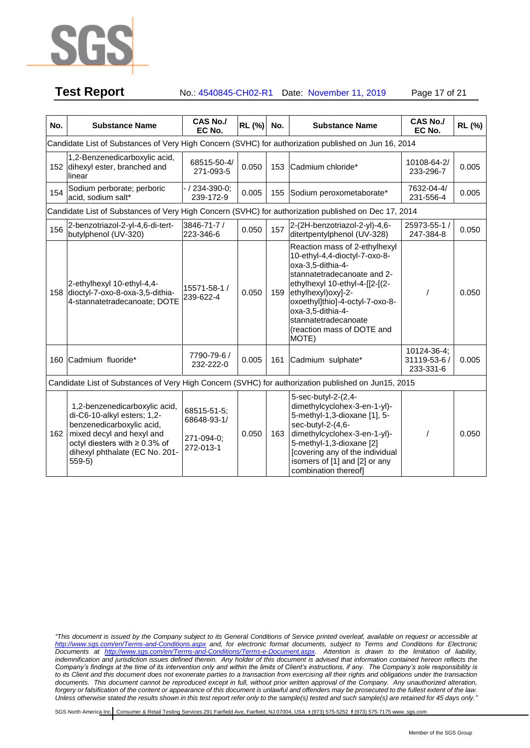| No. | Substance Name | CAS No./ EC No. | RL (%) | No. | Substance Name | CAS No./ EC No. | RL (%) |
|---|---|---|---|---|---|---|---|
| Candidate List of Substances of Very High Concern (SVHC) for authorization published on Jun 16, 2014 | | | | | | | |
| 152 | 1,2-Benzenedicarboxylic acid, dihexyl ester, branched and linear | 68515-50-4/ 271-093-5 | 0.050 | 153 | Cadmium chloride* | 10108-64-2/ 233-296-7 | 0.005 |
| 154 | Sodium perborate; perboric acid, sodium salt* | - / 234-390-0; 239-172-9 | 0.005 | 155 | Sodium peroxometaborate* | 7632-04-4/ 231-556-4 | 0.005 |
| Candidate List of Substances of Very High Concern (SVHC) for authorization published on Dec 17, 2014 | | | | | | | |
| 156 | 2-benzotriazol-2-yl-4,6-di-tert-butylphenol (UV-320) | 3846-71-7 / 223-346-6 | 0.050 | 157 | 2-(2H-benzotriazol-2-yl)-4,6-ditertpentylphenol (UV-328) | 25973-55-1 / 247-384-8 | 0.050 |
| 158 | 2-ethylhexyl 10-ethyl-4,4-dioctyl-7-oxo-8-oxa-3,5-dithia-4-stannatetradecanoate; DOTE | 15571-58-1 / 239-622-4 | 0.050 | 159 | Reaction mass of 2-ethylhexyl 10-ethyl-4,4-dioctyl-7-oxo-8-oxa-3,5-dithia-4-stannatetradecanoate and 2-ethylhexyl 10-ethyl-4-[[2-[(2-ethylhexyl)oxy]-2-oxoethyl]thio]-4-octyl-7-oxo-8-oxa-3,5-dithia-4-stannatetradecanoate (reaction mass of DOTE and MOTE) | / | 0.050 |
| 160 | Cadmium fluoride* | 7790-79-6 / 232-222-0 | 0.005 | 161 | Cadmium sulphate* | 10124-36-4; 31119-53-6 / 233-331-6 | 0.005 |
| Candidate List of Substances of Very High Concern (SVHC) for authorization published on Jun15, 2015 | | | | | | | |
| 162 | 1,2-benzenedicarboxylic acid, di-C6-10-alkyl esters; 1,2-benzenedicarboxylic acid, mixed decyl and hexyl and octyl diesters with ≥ 0.3% of dihexyl phthalate (EC No. 201-559-5) | 68515-51-5; 68648-93-1/ 271-094-0; 272-013-1 | 0.050 | 163 | 5-sec-butyl-2-(2,4-dimethylcyclohex-3-en-1-yl)-5-methyl-1,3-dioxane [1], 5-sec-butyl-2-(4,6-dimethylcyclohex-3-en-1-yl)-5-methyl-1,3-dioxane [2] [covering any of the individual isomers of [1] and [2] or any combination thereof] | / | 0.050 |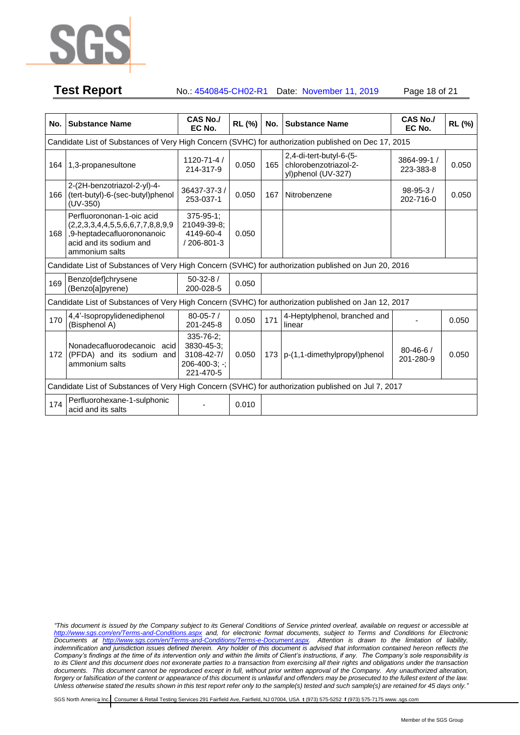| No. | Substance Name | CAS No./ EC No. | RL (%) | No. | Substance Name | CAS No./ EC No. | RL (%) |
|---|---|---|---|---|---|---|---|
| Candidate List of Substances of Very High Concern (SVHC) for authorization published on Dec 17, 2015 | | | | | | | |
| 164 | 1,3-propanesultone | 1120-71-4 / 214-317-9 | 0.050 | 165 | 2,4-di-tert-butyl-6-(5-chlorobenzotriazol-2-yl)phenol (UV-327) | 3864-99-1 / 223-383-8 | 0.050 |
| 166 | 2-(2H-benzotriazol-2-yl)-4-(tert-butyl)-6-(sec-butyl)phenol (UV-350) | 36437-37-3 / 253-037-1 | 0.050 | 167 | Nitrobenzene | 98-95-3 / 202-716-0 | 0.050 |
| 168 | Perfluorononan-1-oic acid (2,2,3,3,4,4,5,5,6,6,7,7,8,8,9,9,9-heptadecafluorononanoic acid and its sodium and ammonium salts | 375-95-1; 21049-39-8; 4149-60-4 / 206-801-3 | 0.050 | | | | |
| Candidate List of Substances of Very High Concern (SVHC) for authorization published on Jun 20, 2016 | | | | | | | |
| 169 | Benzo[def]chrysene (Benzo[a]pyrene) | 50-32-8 / 200-028-5 | 0.050 | | | | |
| Candidate List of Substances of Very High Concern (SVHC) for authorization published on Jan 12, 2017 | | | | | | | |
| 170 | 4,4'-Isopropylidenediphenol (Bisphenol A) | 80-05-7 / 201-245-8 | 0.050 | 171 | 4-Heptylphenol, branched and linear | - | 0.050 |
| 172 | Nonadecafluorodecanoic acid (PFDA) and its sodium and ammonium salts | 335-76-2; 3830-45-3; 3108-42-7/ 206-400-3; -; 221-470-5 | 0.050 | 173 | p-(1,1-dimethylpropyl)phenol | 80-46-6 / 201-280-9 | 0.050 |
| Candidate List of Substances of Very High Concern (SVHC) for authorization published on Jul 7, 2017 | | | | | | | |
| 174 | Perfluorohexane-1-sulphonic acid and its salts | - | 0.010 | | | | |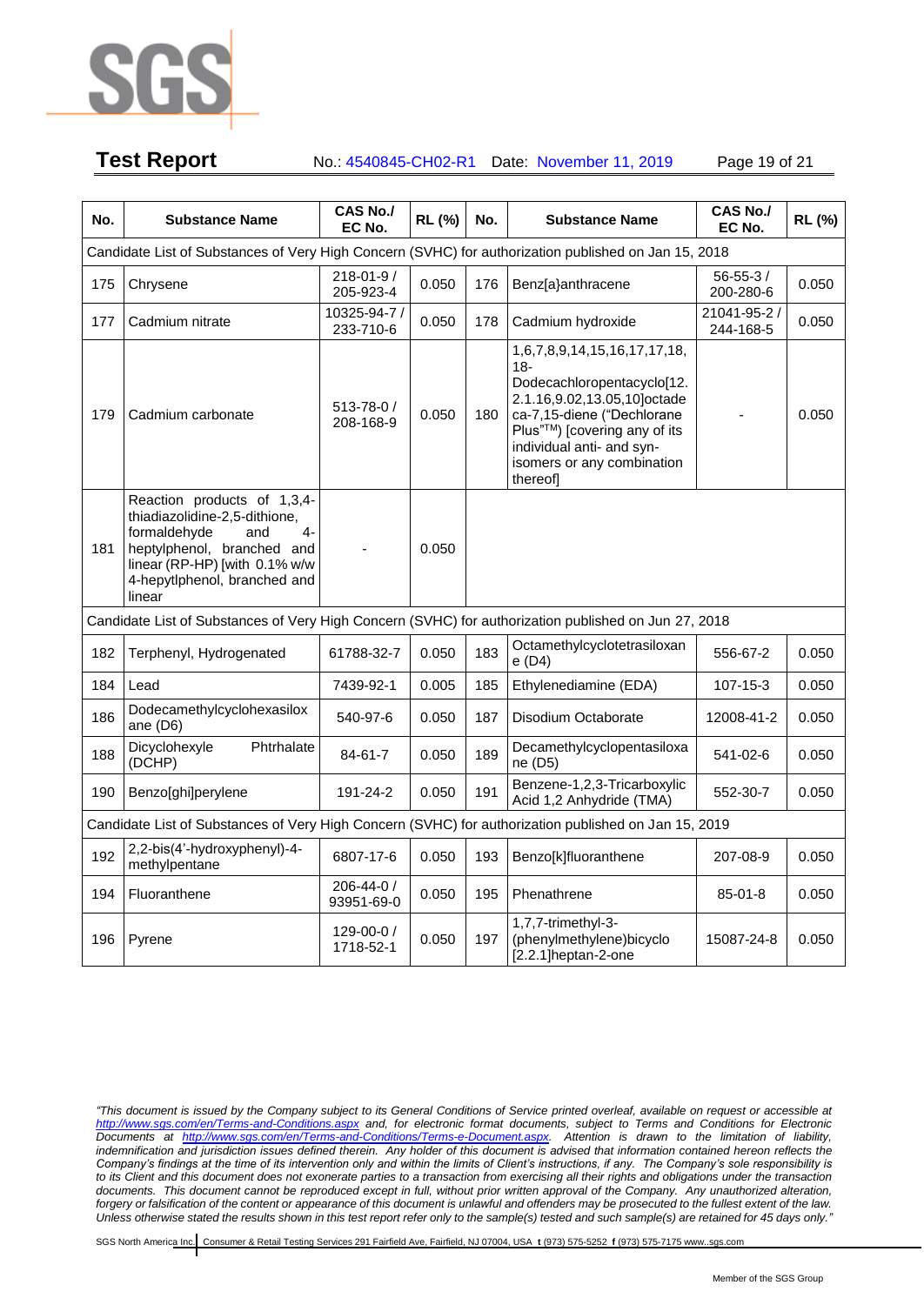| No. | Substance Name | CAS No./ EC No. | RL (%) | No. | Substance Name | CAS No./ EC No. | RL (%) |
|---|---|---|---|---|---|---|---|
| Candidate List of Substances of Very High Concern (SVHC) for authorization published on Jan 15, 2018 | | | | | | | |
| 175 | Chrysene | 218-01-9 / 205-923-4 | 0.050 | 176 | Benz[a}anthracene | 56-55-3 / 200-280-6 | 0.050 |
| 177 | Cadmium nitrate | 10325-94-7 / 233-710-6 | 0.050 | 178 | Cadmium hydroxide | 21041-95-2 / 244-168-5 | 0.050 |
| 179 | Cadmium carbonate | 513-78-0 / 208-168-9 | 0.050 | 180 | 1,6,7,8,9,14,15,16,17,17,18,18-Dodecachloropentacyclo[12.2.1.16,9.02,13.05,10]octadeca-7,15-diene ("Dechlorane Plus"TM) [covering any of its individual anti- and syn-isomers or any combination thereof] | - | 0.050 |
| 181 | Reaction products of 1,3,4-thiadiazolidine-2,5-dithione, formaldehyde and 4-heptylphenol, branched and linear (RP-HP) [with 0.1% w/w 4-hepytlphenol, branched and linear | - | 0.050 | | | | |
| Candidate List of Substances of Very High Concern (SVHC) for authorization published on Jun 27, 2018 | | | | | | | |
| 182 | Terphenyl, Hydrogenated | 61788-32-7 | 0.050 | 183 | Octamethylcyclotetrasiloxane (D4) | 556-67-2 | 0.050 |
| 184 | Lead | 7439-92-1 | 0.005 | 185 | Ethylenediamine (EDA) | 107-15-3 | 0.050 |
| 186 | Dodecamethylcyclohexasiloxane (D6) | 540-97-6 | 0.050 | 187 | Disodium Octaborate | 12008-41-2 | 0.050 |
| 188 | Dicyclohexyle Phtrhalate (DCHP) | 84-61-7 | 0.050 | 189 | Decamethylcyclopentasiloxane (D5) | 541-02-6 | 0.050 |
| 190 | Benzo[ghi]perylene | 191-24-2 | 0.050 | 191 | Benzene-1,2,3-Tricarboxylic Acid 1,2 Anhydride (TMA) | 552-30-7 | 0.050 |
| Candidate List of Substances of Very High Concern (SVHC) for authorization published on Jan 15, 2019 | | | | | | | |
| 192 | 2,2-bis(4'-hydroxyphenyl)-4-methylpentane | 6807-17-6 | 0.050 | 193 | Benzo[k]fluoranthene | 207-08-9 | 0.050 |
| 194 | Fluoranthene | 206-44-0 / 93951-69-0 | 0.050 | 195 | Phenathrene | 85-01-8 | 0.050 |
| 196 | Pyrene | 129-00-0 / 1718-52-1 | 0.050 | 197 | 1,7,7-trimethyl-3-(phenylmethylene)bicyclo[2.2.1]heptan-2-one | 15087-24-8 | 0.050 |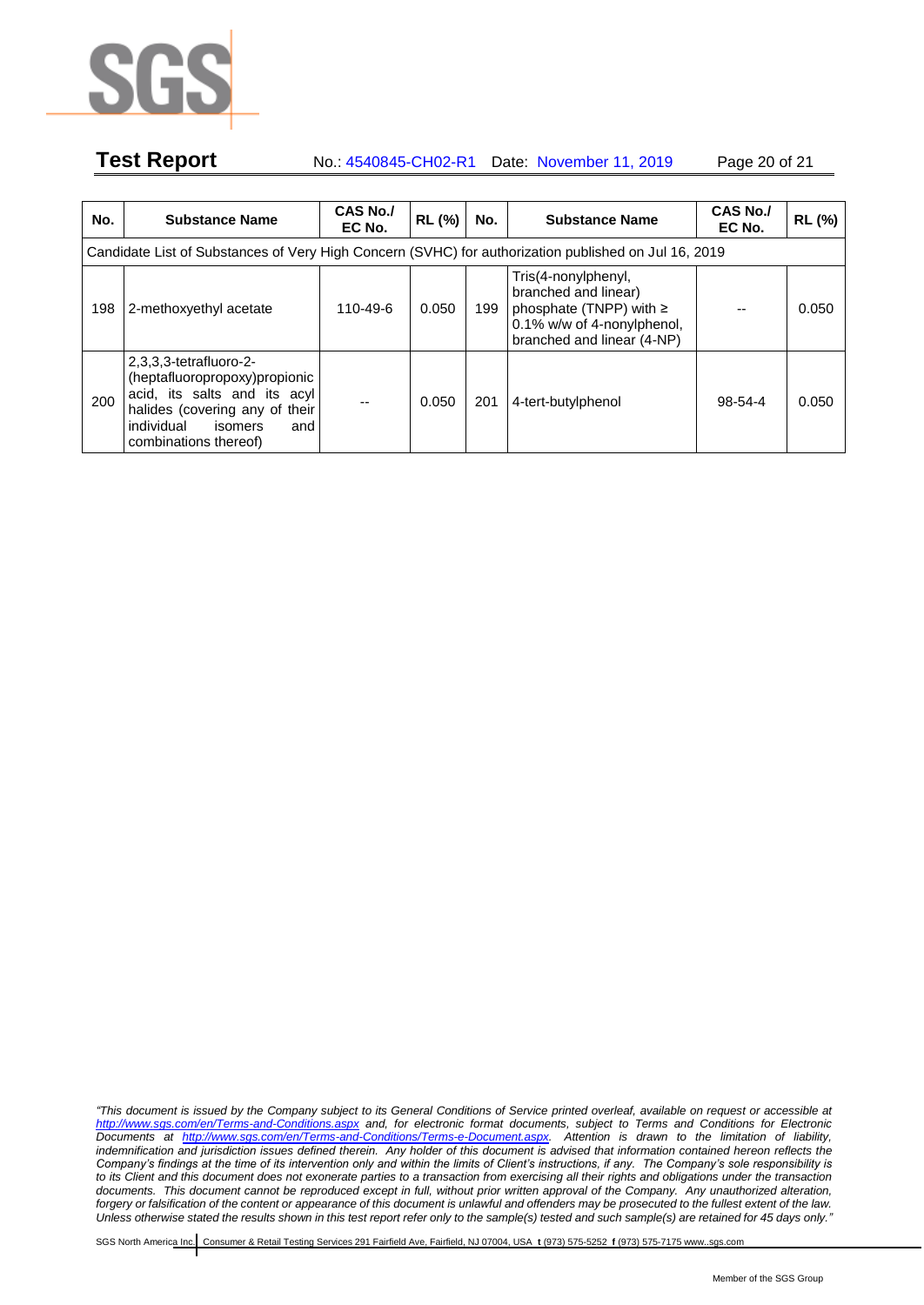| No. | Substance Name | CAS No./ EC No. | RL (%) | No. | Substance Name | CAS No./ EC No. | RL (%) |
|---|---|---|---|---|---|---|---|
| Candidate List of Substances of Very High Concern (SVHC) for authorization published on Jul 16, 2019 | | | | | | | |
| 198 | 2-methoxyethyl acetate | 110-49-6 | 0.050 | 199 | Tris(4-nonylphenyl, branched and linear) phosphate (TNPP) with ≥ 0.1% w/w of 4-nonylphenol, branched and linear (4-NP) | -- | 0.050 |
| 200 | 2,3,3,3-tetrafluoro-2-(heptafluoropropoxy)propionic acid, its salts and its acyl halides (covering any of their individual isomers and combinations thereof) | -- | 0.050 | 201 | 4-tert-butylphenol | 98-54-4 | 0.050 |

*"This document is issued by the Company subject to its General Conditions of Service printed overleaf, available on request or accessible at http://www.sgs.com/en/Terms-and-Conditions.aspx and, for electronic format documents, subject to Terms and Conditions for Electronic Documents at http://www.sgs.com/en/Terms-and-Conditions/Terms-e-Document.aspx. Attention is drawn to the limitation of liability, indemnification and jurisdiction issues defined therein. Any holder of this document is advised that information contained hereon reflects the Company's findings at the time of its intervention only and within the limits of Client's instructions, if any. The Company's sole responsibility is to its Client and this document does not exonerate parties to a transaction from exercising all their rights and obligations under the transaction documents. This document cannot be reproduced except in full, without prior written approval of the Company. Any unauthorized alteration, forgery or falsification of the content or appearance of this document is unlawful and offenders may be prosecuted to the fullest extent of the law. Unless otherwise stated the results shown in this test report refer only to the sample(s) tested and such sample(s) are retained for 45 days only."*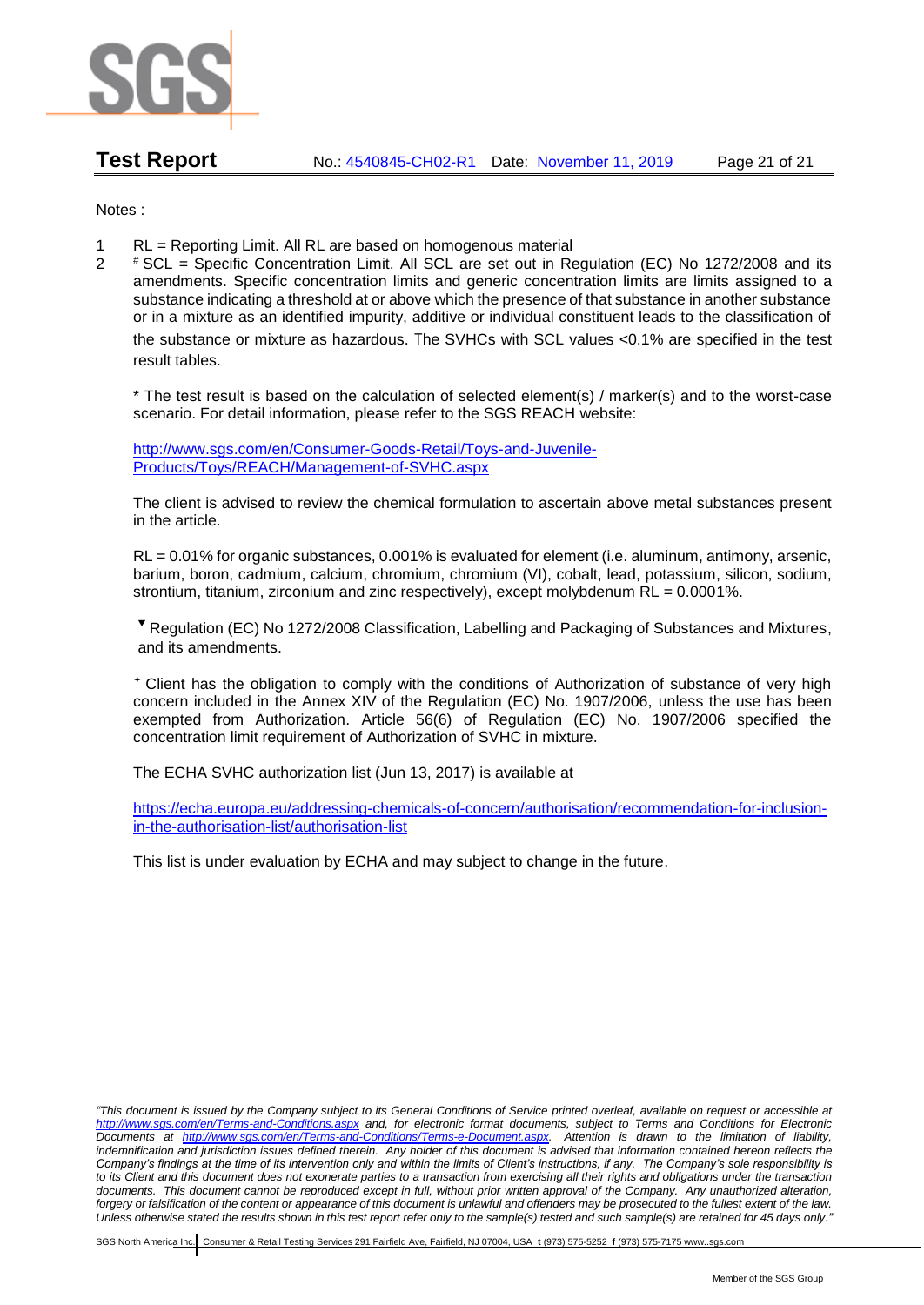Notes :

1. RL = Reporting Limit. All RL are based on homogenous material
2. # SCL = Specific Concentration Limit. All SCL are set out in Regulation (EC) No 1272/2008 and its amendments. Specific concentration limits and generic concentration limits are limits assigned to a substance indicating a threshold at or above which the presence of that substance in another substance or in a mixture as an identified impurity, additive or individual constituent leads to the classification of the substance or mixture as hazardous. The SVHCs with SCL values <0.1% are specified in the test result tables.

   * The test result is based on the calculation of selected element(s) / marker(s) and to the worst-case scenario. For detail information, please refer to the SGS REACH website:

   http://www.sgs.com/en/Consumer-Goods-Retail/Toys-and-Juvenile-Products/Toys/REACH/Management-of-SVHC.aspx

   The client is advised to review the chemical formulation to ascertain above metal substances present in the article.

   RL = 0.01% for organic substances, 0.001% is evaluated for element (i.e. aluminum, antimony, arsenic, barium, boron, cadmium, calcium, chromium, chromium (VI), cobalt, lead, potassium, silicon, sodium, strontium, titanium, zirconium and zinc respectively), except molybdenum RL = 0.0001%.

   ▼ Regulation (EC) No 1272/2008 Classification, Labelling and Packaging of Substances and Mixtures, and its amendments.

   ⁺ Client has the obligation to comply with the conditions of Authorization of substance of very high concern included in the Annex XIV of the Regulation (EC) No. 1907/2006, unless the use has been exempted from Authorization. Article 56(6) of Regulation (EC) No. 1907/2006 specified the concentration limit requirement of Authorization of SVHC in mixture.

   The ECHA SVHC authorization list (Jun 13, 2017) is available at

   https://echa.europa.eu/addressing-chemicals-of-concern/authorisation/recommendation-for-inclusion-in-the-authorisation-list/authorisation-list

   This list is under evaluation by ECHA and may subject to change in the future.

*"This document is issued by the Company subject to its General Conditions of Service printed overleaf, available on request or accessible at http://www.sgs.com/en/Terms-and-Conditions.aspx and, for electronic format documents, subject to Terms and Conditions for Electronic Documents at http://www.sgs.com/en/Terms-and-Conditions/Terms-e-Document.aspx. Attention is drawn to the limitation of liability, indemnification and jurisdiction issues defined therein. Any holder of this document is advised that information contained hereon reflects the Company's findings at the time of its intervention only and within the limits of Client's instructions, if any. The Company's sole responsibility is to its Client and this document does not exonerate parties to a transaction from exercising all their rights and obligations under the transaction documents. This document cannot be reproduced except in full, without prior written approval of the Company. Any unauthorized alteration, forgery or falsification of the content or appearance of this document is unlawful and offenders may be prosecuted to the fullest extent of the law. Unless otherwise stated the results shown in this test report refer only to the sample(s) tested and such sample(s) are retained for 45 days only."*